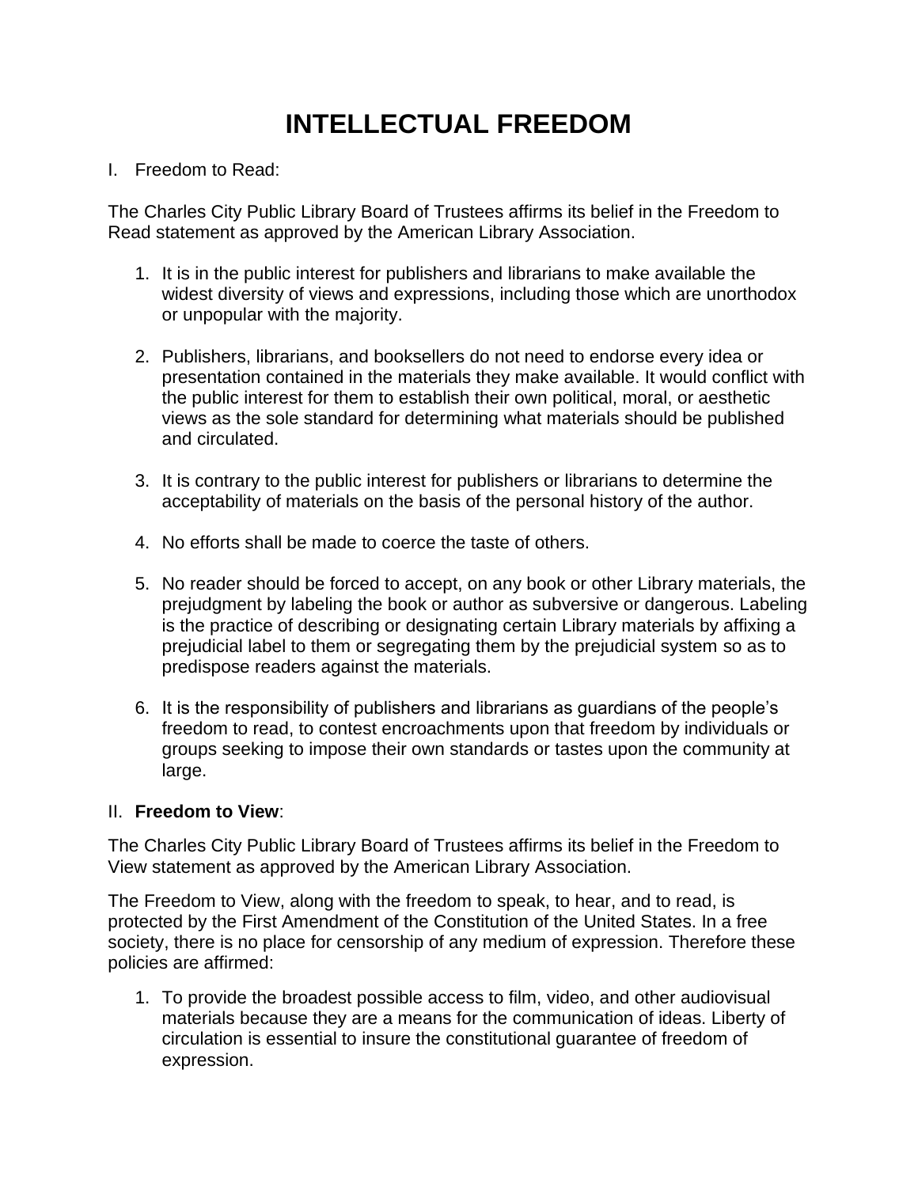# INTELLECTUAL FREEDOM

I. Freedom to Read:

The Charles City Public Library Board of Trustees affirms its belief in the Freedom to Read statement as approved by the American Library Association.

1. It is in the public interest for publishers and librarians to make available the widest diversity of views and expressions, including those which are unorthodox or unpopular with the majority.

2. Publishers, librarians, and booksellers do not need to endorse every idea or presentation contained in the materials they make available. It would conflict with the public interest for them to establish their own political, moral, or aesthetic views as the sole standard for determining what materials should be published and circulated.

3. It is contrary to the public interest for publishers or librarians to determine the acceptability of materials on the basis of the personal history of the author.

4. No efforts shall be made to coerce the taste of others.

5. No reader should be forced to accept, on any book or other Library materials, the prejudgment by labeling the book or author as subversive or dangerous. Labeling is the practice of describing or designating certain Library materials by affixing a prejudicial label to them or segregating them by the prejudicial system so as to predispose readers against the materials.

6. It is the responsibility of publishers and librarians as guardians of the people's freedom to read, to contest encroachments upon that freedom by individuals or groups seeking to impose their own standards or tastes upon the community at large.

II. **Freedom to View**:

The Charles City Public Library Board of Trustees affirms its belief in the Freedom to View statement as approved by the American Library Association.

The Freedom to View, along with the freedom to speak, to hear, and to read, is protected by the First Amendment of the Constitution of the United States. In a free society, there is no place for censorship of any medium of expression. Therefore these policies are affirmed:

1. To provide the broadest possible access to film, video, and other audiovisual materials because they are a means for the communication of ideas. Liberty of circulation is essential to insure the constitutional guarantee of freedom of expression.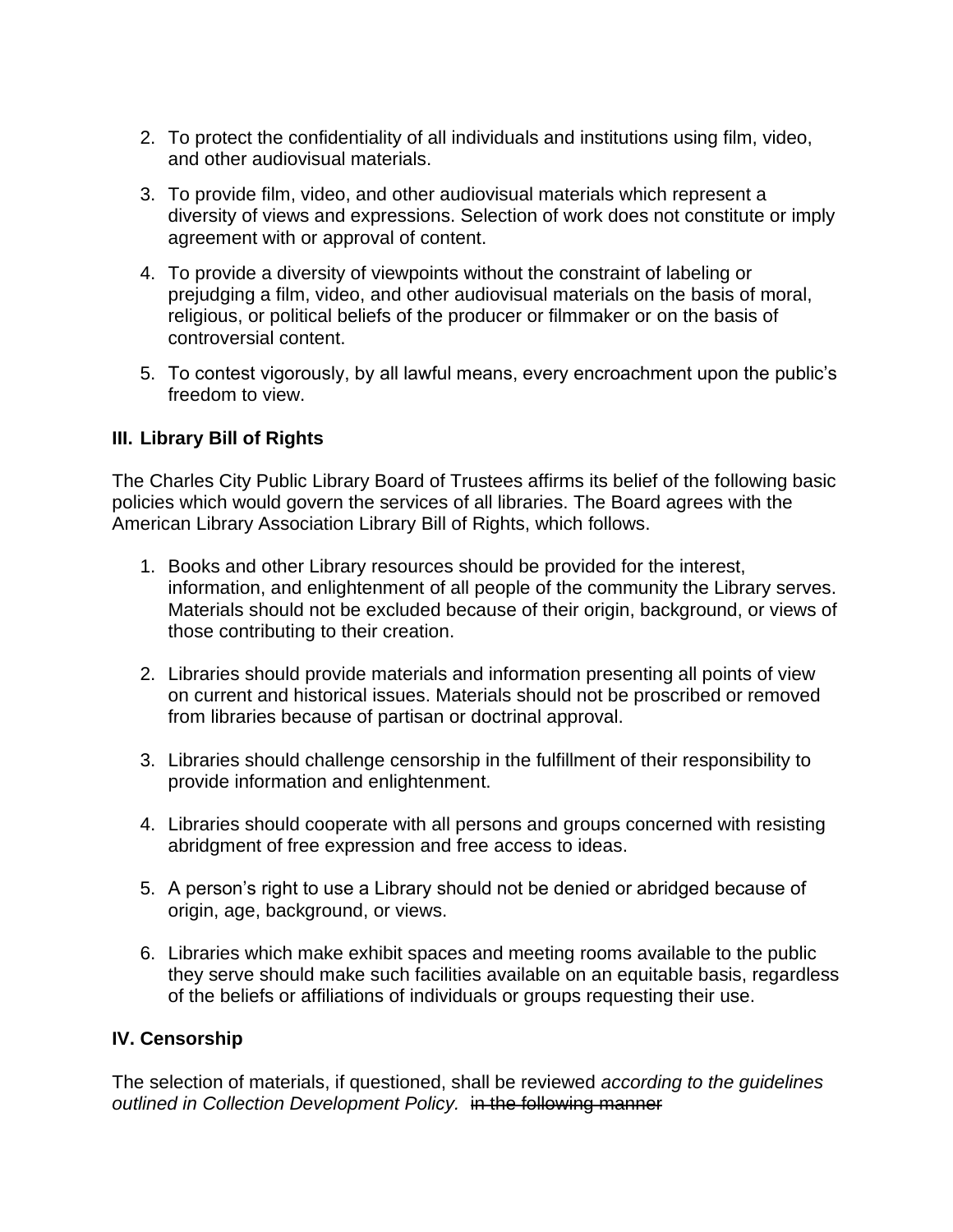2. To protect the confidentiality of all individuals and institutions using film, video, and other audiovisual materials.

3. To provide film, video, and other audiovisual materials which represent a diversity of views and expressions. Selection of work does not constitute or imply agreement with or approval of content.

4. To provide a diversity of viewpoints without the constraint of labeling or prejudging a film, video, and other audiovisual materials on the basis of moral, religious, or political beliefs of the producer or filmmaker or on the basis of controversial content.

5. To contest vigorously, by all lawful means, every encroachment upon the public's freedom to view.

### III. Library Bill of Rights

The Charles City Public Library Board of Trustees affirms its belief of the following basic policies which would govern the services of all libraries. The Board agrees with the American Library Association Library Bill of Rights, which follows.

1. Books and other Library resources should be provided for the interest, information, and enlightenment of all people of the community the Library serves. Materials should not be excluded because of their origin, background, or views of those contributing to their creation.

2. Libraries should provide materials and information presenting all points of view on current and historical issues. Materials should not be proscribed or removed from libraries because of partisan or doctrinal approval.

3. Libraries should challenge censorship in the fulfillment of their responsibility to provide information and enlightenment.

4. Libraries should cooperate with all persons and groups concerned with resisting abridgment of free expression and free access to ideas.

5. A person's right to use a Library should not be denied or abridged because of origin, age, background, or views.

6. Libraries which make exhibit spaces and meeting rooms available to the public they serve should make such facilities available on an equitable basis, regardless of the beliefs or affiliations of individuals or groups requesting their use.

### IV. Censorship

The selection of materials, if questioned, shall be reviewed *according to the guidelines outlined in Collection Development Policy.* ~~in the following manner~~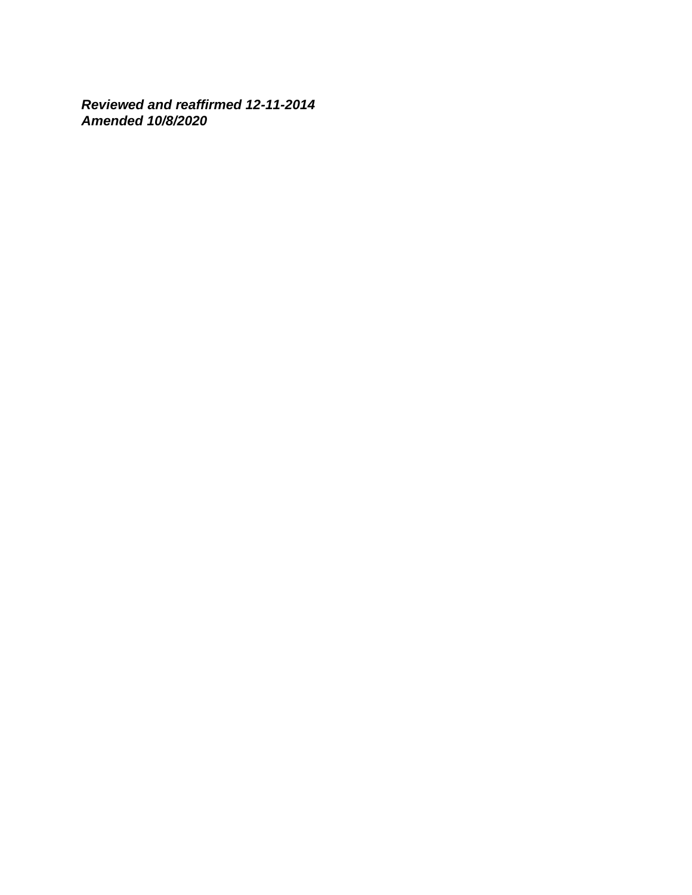***Reviewed and reaffirmed 12-11-2014***
***Amended 10/8/2020***